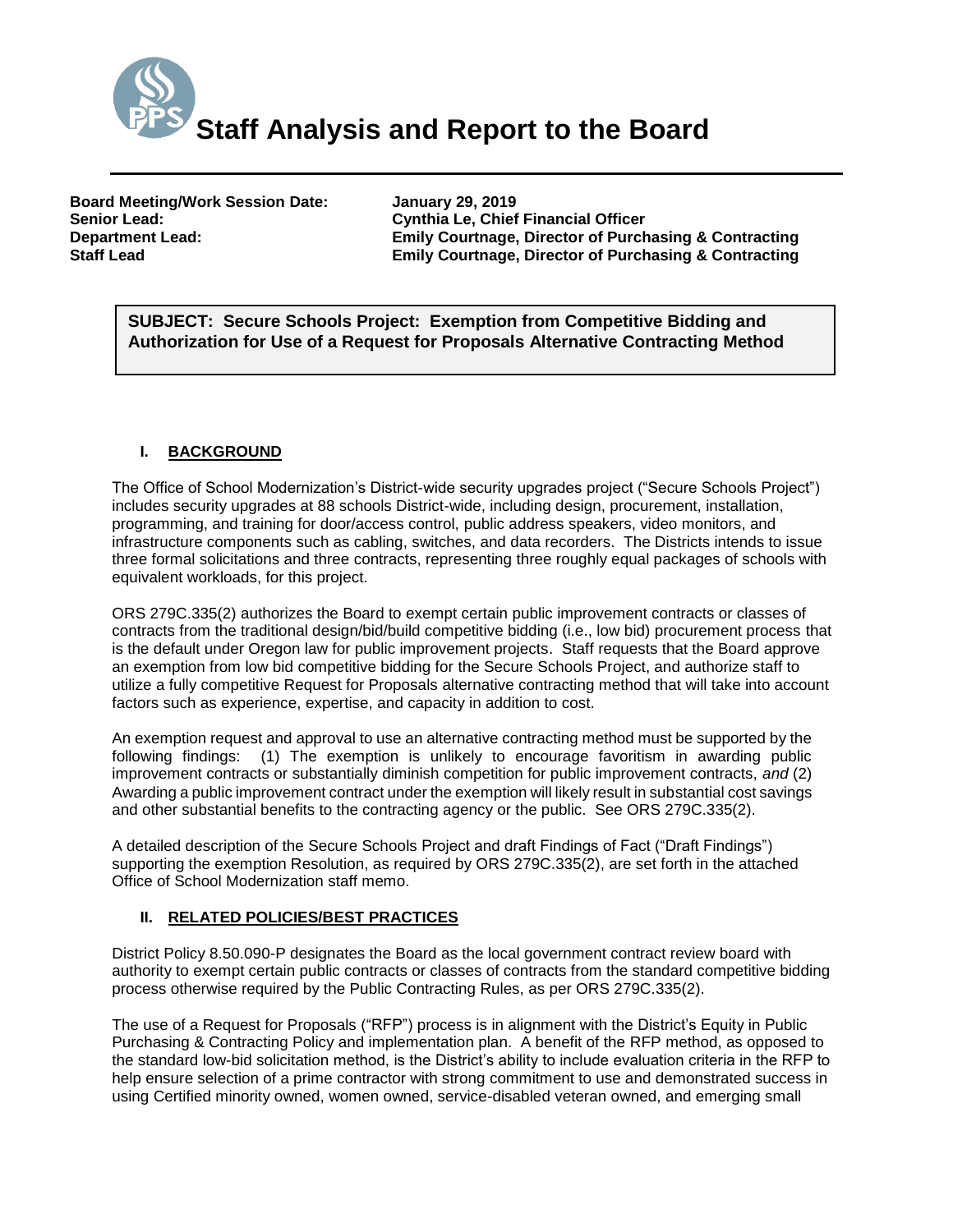# Staff Analysis and Report to the Board

**Board Meeting/Work Session Date:** **January 29, 2019**
**Senior Lead:** **Cynthia Le, Chief Financial Officer**
**Department Lead:** **Emily Courtnage, Director of Purchasing & Contracting**
**Staff Lead** **Emily Courtnage, Director of Purchasing & Contracting**

**SUBJECT: Secure Schools Project: Exemption from Competitive Bidding and Authorization for Use of a Request for Proposals Alternative Contracting Method**

## I. BACKGROUND

The Office of School Modernization's District-wide security upgrades project ("Secure Schools Project") includes security upgrades at 88 schools District-wide, including design, procurement, installation, programming, and training for door/access control, public address speakers, video monitors, and infrastructure components such as cabling, switches, and data recorders. The Districts intends to issue three formal solicitations and three contracts, representing three roughly equal packages of schools with equivalent workloads, for this project.

ORS 279C.335(2) authorizes the Board to exempt certain public improvement contracts or classes of contracts from the traditional design/bid/build competitive bidding (i.e., low bid) procurement process that is the default under Oregon law for public improvement projects. Staff requests that the Board approve an exemption from low bid competitive bidding for the Secure Schools Project, and authorize staff to utilize a fully competitive Request for Proposals alternative contracting method that will take into account factors such as experience, expertise, and capacity in addition to cost.

An exemption request and approval to use an alternative contracting method must be supported by the following findings: (1) The exemption is unlikely to encourage favoritism in awarding public improvement contracts or substantially diminish competition for public improvement contracts, *and* (2) Awarding a public improvement contract under the exemption will likely result in substantial cost savings and other substantial benefits to the contracting agency or the public. See ORS 279C.335(2).

A detailed description of the Secure Schools Project and draft Findings of Fact ("Draft Findings") supporting the exemption Resolution, as required by ORS 279C.335(2), are set forth in the attached Office of School Modernization staff memo.

## II. RELATED POLICIES/BEST PRACTICES

District Policy 8.50.090-P designates the Board as the local government contract review board with authority to exempt certain public contracts or classes of contracts from the standard competitive bidding process otherwise required by the Public Contracting Rules, as per ORS 279C.335(2).

The use of a Request for Proposals ("RFP") process is in alignment with the District's Equity in Public Purchasing & Contracting Policy and implementation plan. A benefit of the RFP method, as opposed to the standard low-bid solicitation method, is the District's ability to include evaluation criteria in the RFP to help ensure selection of a prime contractor with strong commitment to use and demonstrated success in using Certified minority owned, women owned, service-disabled veteran owned, and emerging small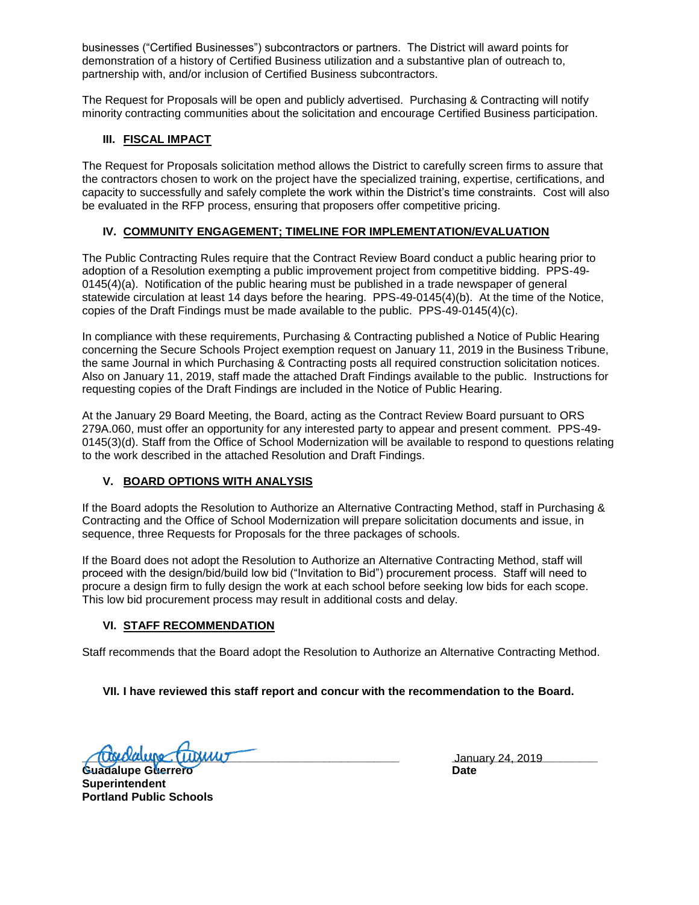businesses ("Certified Businesses") subcontractors or partners. The District will award points for demonstration of a history of Certified Business utilization and a substantive plan of outreach to, partnership with, and/or inclusion of Certified Business subcontractors.

The Request for Proposals will be open and publicly advertised. Purchasing & Contracting will notify minority contracting communities about the solicitation and encourage Certified Business participation.

## III. FISCAL IMPACT

The Request for Proposals solicitation method allows the District to carefully screen firms to assure that the contractors chosen to work on the project have the specialized training, expertise, certifications, and capacity to successfully and safely complete the work within the District's time constraints. Cost will also be evaluated in the RFP process, ensuring that proposers offer competitive pricing.

## IV. COMMUNITY ENGAGEMENT; TIMELINE FOR IMPLEMENTATION/EVALUATION

The Public Contracting Rules require that the Contract Review Board conduct a public hearing prior to adoption of a Resolution exempting a public improvement project from competitive bidding. PPS-49-0145(4)(a). Notification of the public hearing must be published in a trade newspaper of general statewide circulation at least 14 days before the hearing. PPS-49-0145(4)(b). At the time of the Notice, copies of the Draft Findings must be made available to the public. PPS-49-0145(4)(c).

In compliance with these requirements, Purchasing & Contracting published a Notice of Public Hearing concerning the Secure Schools Project exemption request on January 11, 2019 in the Business Tribune, the same Journal in which Purchasing & Contracting posts all required construction solicitation notices. Also on January 11, 2019, staff made the attached Draft Findings available to the public. Instructions for requesting copies of the Draft Findings are included in the Notice of Public Hearing.

At the January 29 Board Meeting, the Board, acting as the Contract Review Board pursuant to ORS 279A.060, must offer an opportunity for any interested party to appear and present comment. PPS-49-0145(3)(d). Staff from the Office of School Modernization will be available to respond to questions relating to the work described in the attached Resolution and Draft Findings.

## V. BOARD OPTIONS WITH ANALYSIS

If the Board adopts the Resolution to Authorize an Alternative Contracting Method, staff in Purchasing & Contracting and the Office of School Modernization will prepare solicitation documents and issue, in sequence, three Requests for Proposals for the three packages of schools.

If the Board does not adopt the Resolution to Authorize an Alternative Contracting Method, staff will proceed with the design/bid/build low bid ("Invitation to Bid") procurement process. Staff will need to procure a design firm to fully design the work at each school before seeking low bids for each scope. This low bid procurement process may result in additional costs and delay.

## VI. STAFF RECOMMENDATION

Staff recommends that the Board adopt the Resolution to Authorize an Alternative Contracting Method.

**VII. I have reviewed this staff report and concur with the recommendation to the Board.**

**Guadalupe Guerrero**
**Superintendent**
**Portland Public Schools**

January 24, 2019
**Date**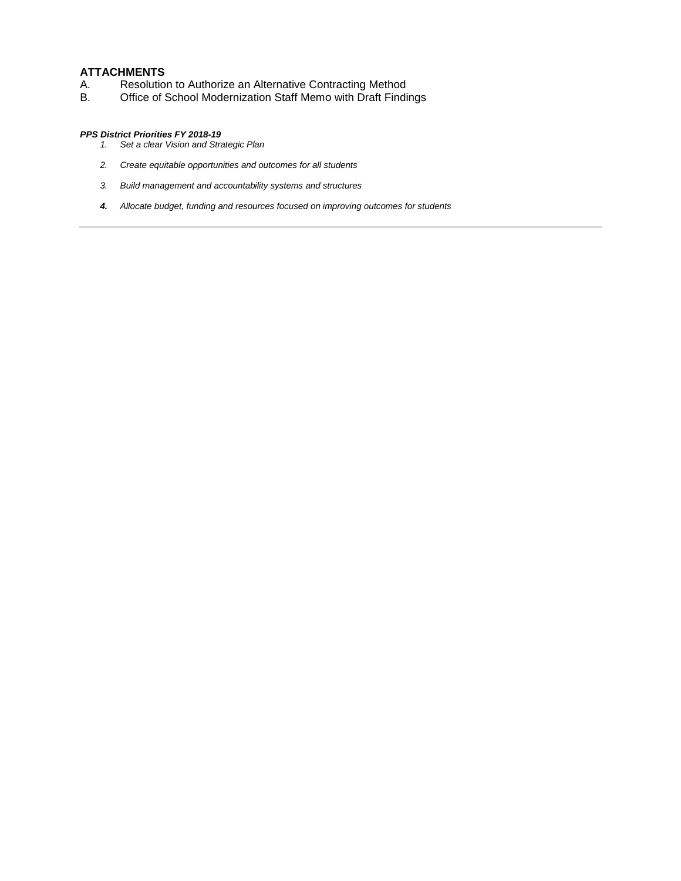**ATTACHMENTS**

A. Resolution to Authorize an Alternative Contracting Method
B. Office of School Modernization Staff Memo with Draft Findings

***PPS District Priorities FY 2018-19***

1. *Set a clear Vision and Strategic Plan*
2. *Create equitable opportunities and outcomes for all students*
3. *Build management and accountability systems and structures*
4. ***4.*** *Allocate budget, funding and resources focused on improving outcomes for students*

---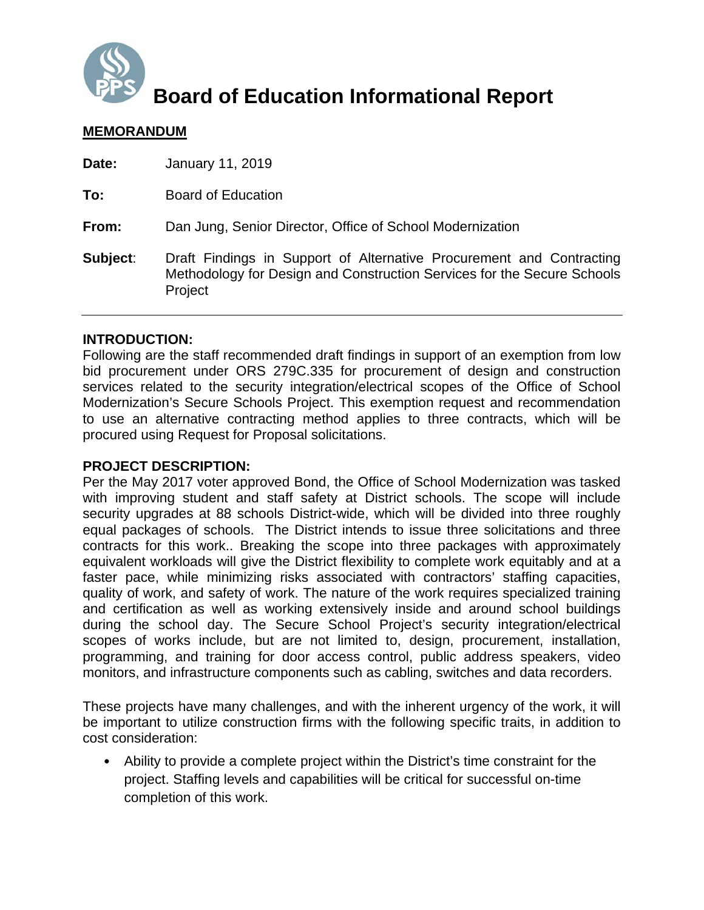# Board of Education Informational Report

**MEMORANDUM**

**Date:** January 11, 2019

**To:** Board of Education

**From:** Dan Jung, Senior Director, Office of School Modernization

**Subject**: Draft Findings in Support of Alternative Procurement and Contracting Methodology for Design and Construction Services for the Secure Schools Project

---

**INTRODUCTION:**

Following are the staff recommended draft findings in support of an exemption from low bid procurement under ORS 279C.335 for procurement of design and construction services related to the security integration/electrical scopes of the Office of School Modernization's Secure Schools Project. This exemption request and recommendation to use an alternative contracting method applies to three contracts, which will be procured using Request for Proposal solicitations.

**PROJECT DESCRIPTION:**

Per the May 2017 voter approved Bond, the Office of School Modernization was tasked with improving student and staff safety at District schools. The scope will include security upgrades at 88 schools District-wide, which will be divided into three roughly equal packages of schools. The District intends to issue three solicitations and three contracts for this work.. Breaking the scope into three packages with approximately equivalent workloads will give the District flexibility to complete work equitably and at a faster pace, while minimizing risks associated with contractors' staffing capacities, quality of work, and safety of work. The nature of the work requires specialized training and certification as well as working extensively inside and around school buildings during the school day. The Secure School Project's security integration/electrical scopes of works include, but are not limited to, design, procurement, installation, programming, and training for door access control, public address speakers, video monitors, and infrastructure components such as cabling, switches and data recorders.

These projects have many challenges, and with the inherent urgency of the work, it will be important to utilize construction firms with the following specific traits, in addition to cost consideration:

- Ability to provide a complete project within the District's time constraint for the project. Staffing levels and capabilities will be critical for successful on-time completion of this work.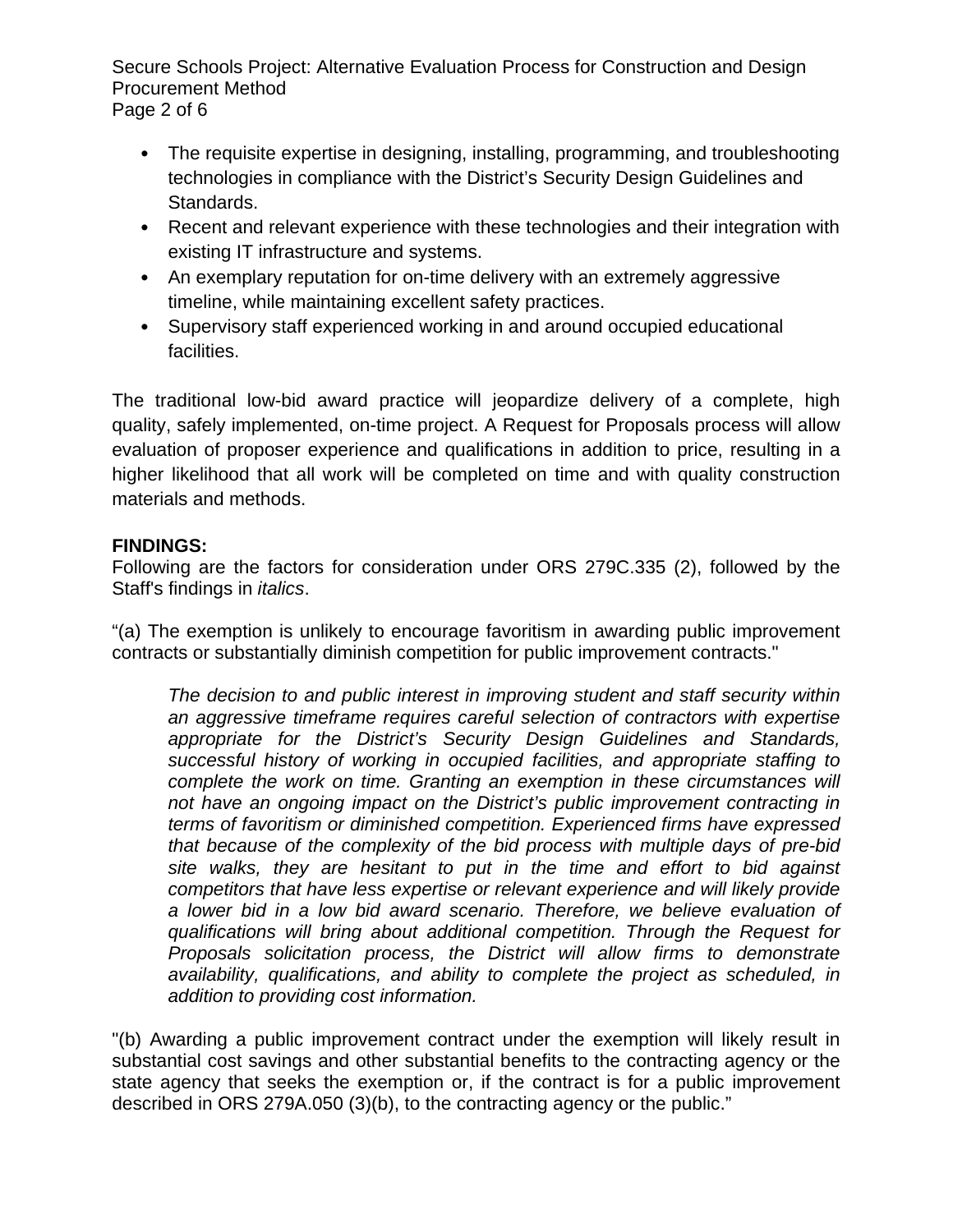- The requisite expertise in designing, installing, programming, and troubleshooting technologies in compliance with the District's Security Design Guidelines and Standards.
- Recent and relevant experience with these technologies and their integration with existing IT infrastructure and systems.
- An exemplary reputation for on-time delivery with an extremely aggressive timeline, while maintaining excellent safety practices.
- Supervisory staff experienced working in and around occupied educational facilities.

The traditional low-bid award practice will jeopardize delivery of a complete, high quality, safely implemented, on-time project. A Request for Proposals process will allow evaluation of proposer experience and qualifications in addition to price, resulting in a higher likelihood that all work will be completed on time and with quality construction materials and methods.

**FINDINGS:**
Following are the factors for consideration under ORS 279C.335 (2), followed by the Staff's findings in *italics*.

"(a) The exemption is unlikely to encourage favoritism in awarding public improvement contracts or substantially diminish competition for public improvement contracts."

> *The decision to and public interest in improving student and staff security within an aggressive timeframe requires careful selection of contractors with expertise appropriate for the District's Security Design Guidelines and Standards, successful history of working in occupied facilities, and appropriate staffing to complete the work on time. Granting an exemption in these circumstances will not have an ongoing impact on the District's public improvement contracting in terms of favoritism or diminished competition. Experienced firms have expressed that because of the complexity of the bid process with multiple days of pre-bid site walks, they are hesitant to put in the time and effort to bid against competitors that have less expertise or relevant experience and will likely provide a lower bid in a low bid award scenario. Therefore, we believe evaluation of qualifications will bring about additional competition. Through the Request for Proposals solicitation process, the District will allow firms to demonstrate availability, qualifications, and ability to complete the project as scheduled, in addition to providing cost information.*

"(b) Awarding a public improvement contract under the exemption will likely result in substantial cost savings and other substantial benefits to the contracting agency or the state agency that seeks the exemption or, if the contract is for a public improvement described in ORS 279A.050 (3)(b), to the contracting agency or the public."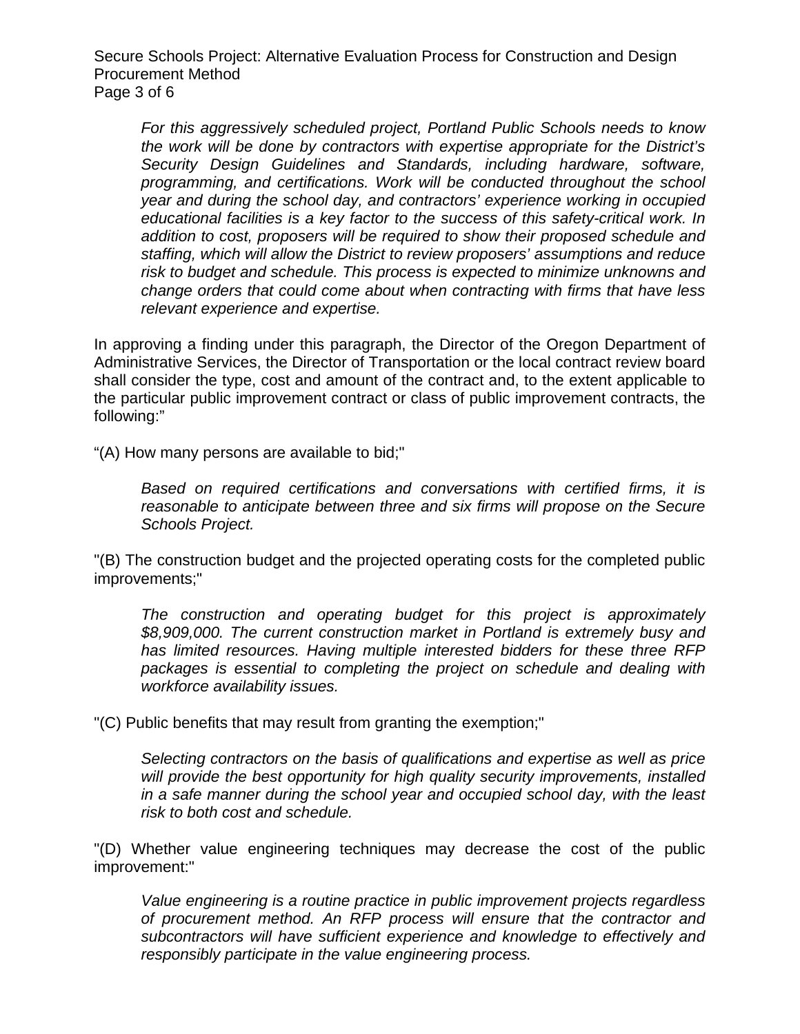*For this aggressively scheduled project, Portland Public Schools needs to know the work will be done by contractors with expertise appropriate for the District's Security Design Guidelines and Standards, including hardware, software, programming, and certifications. Work will be conducted throughout the school year and during the school day, and contractors' experience working in occupied educational facilities is a key factor to the success of this safety-critical work. In addition to cost, proposers will be required to show their proposed schedule and staffing, which will allow the District to review proposers' assumptions and reduce risk to budget and schedule. This process is expected to minimize unknowns and change orders that could come about when contracting with firms that have less relevant experience and expertise.*

In approving a finding under this paragraph, the Director of the Oregon Department of Administrative Services, the Director of Transportation or the local contract review board shall consider the type, cost and amount of the contract and, to the extent applicable to the particular public improvement contract or class of public improvement contracts, the following:"

"(A) How many persons are available to bid;"

*Based on required certifications and conversations with certified firms, it is reasonable to anticipate between three and six firms will propose on the Secure Schools Project.*

"(B) The construction budget and the projected operating costs for the completed public improvements;"

*The construction and operating budget for this project is approximately $8,909,000. The current construction market in Portland is extremely busy and has limited resources. Having multiple interested bidders for these three RFP packages is essential to completing the project on schedule and dealing with workforce availability issues.*

"(C) Public benefits that may result from granting the exemption;"

*Selecting contractors on the basis of qualifications and expertise as well as price will provide the best opportunity for high quality security improvements, installed in a safe manner during the school year and occupied school day, with the least risk to both cost and schedule.*

"(D) Whether value engineering techniques may decrease the cost of the public improvement:"

*Value engineering is a routine practice in public improvement projects regardless of procurement method. An RFP process will ensure that the contractor and subcontractors will have sufficient experience and knowledge to effectively and responsibly participate in the value engineering process.*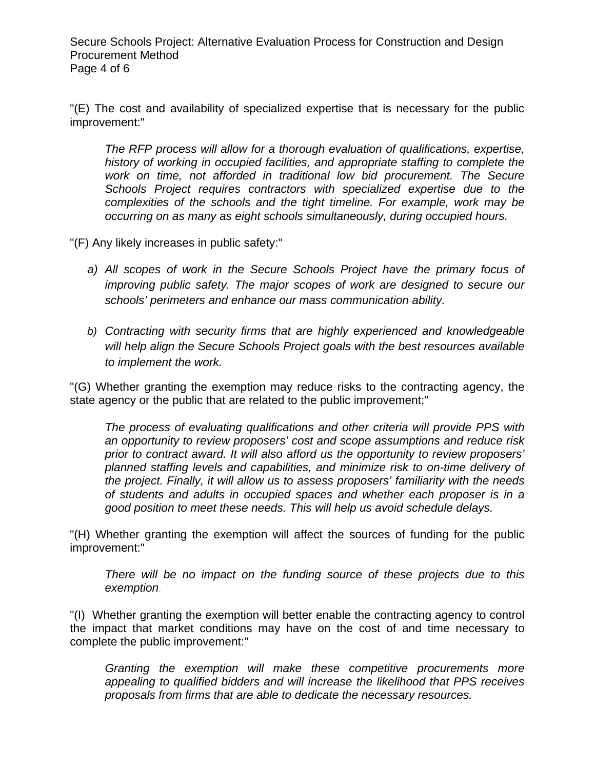"(E) The cost and availability of specialized expertise that is necessary for the public improvement:"

> *The RFP process will allow for a thorough evaluation of qualifications, expertise, history of working in occupied facilities, and appropriate staffing to complete the work on time, not afforded in traditional low bid procurement. The Secure Schools Project requires contractors with specialized expertise due to the complexities of the schools and the tight timeline. For example, work may be occurring on as many as eight schools simultaneously, during occupied hours.*

"(F) Any likely increases in public safety:"

a) *All scopes of work in the Secure Schools Project have the primary focus of improving public safety. The major scopes of work are designed to secure our schools' perimeters and enhance our mass communication ability.*

b) *Contracting with security firms that are highly experienced and knowledgeable will help align the Secure Schools Project goals with the best resources available to implement the work.*

"(G) Whether granting the exemption may reduce risks to the contracting agency, the state agency or the public that are related to the public improvement;"

> *The process of evaluating qualifications and other criteria will provide PPS with an opportunity to review proposers' cost and scope assumptions and reduce risk prior to contract award. It will also afford us the opportunity to review proposers' planned staffing levels and capabilities, and minimize risk to on-time delivery of the project. Finally, it will allow us to assess proposers' familiarity with the needs of students and adults in occupied spaces and whether each proposer is in a good position to meet these needs. This will help us avoid schedule delays.*

"(H) Whether granting the exemption will affect the sources of funding for the public improvement:"

> *There will be no impact on the funding source of these projects due to this exemption.*

"(I) Whether granting the exemption will better enable the contracting agency to control the impact that market conditions may have on the cost of and time necessary to complete the public improvement:"

> *Granting the exemption will make these competitive procurements more appealing to qualified bidders and will increase the likelihood that PPS receives proposals from firms that are able to dedicate the necessary resources.*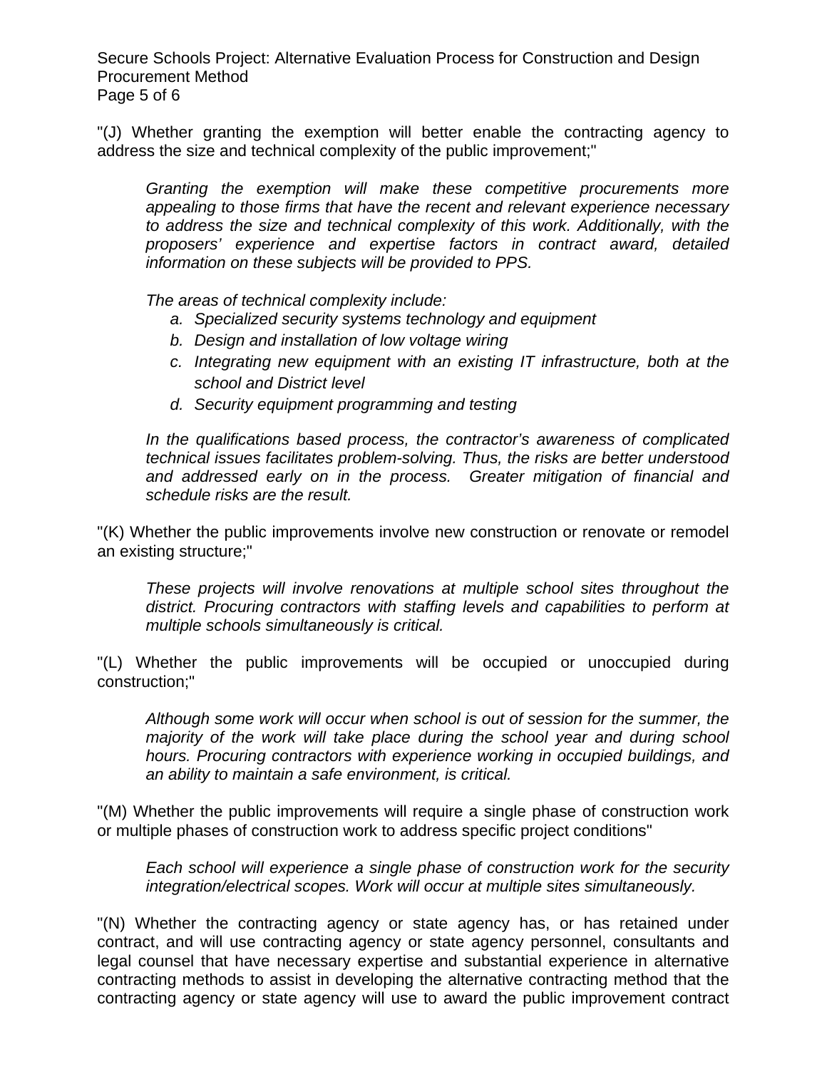"(J) Whether granting the exemption will better enable the contracting agency to address the size and technical complexity of the public improvement;"

> *Granting the exemption will make these competitive procurements more appealing to those firms that have the recent and relevant experience necessary to address the size and technical complexity of this work. Additionally, with the proposers' experience and expertise factors in contract award, detailed information on these subjects will be provided to PPS.*
>
> *The areas of technical complexity include:*
>
> a. *Specialized security systems technology and equipment*
> b. *Design and installation of low voltage wiring*
> c. *Integrating new equipment with an existing IT infrastructure, both at the school and District level*
> d. *Security equipment programming and testing*
>
> *In the qualifications based process, the contractor's awareness of complicated technical issues facilitates problem-solving. Thus, the risks are better understood and addressed early on in the process. Greater mitigation of financial and schedule risks are the result.*

"(K) Whether the public improvements involve new construction or renovate or remodel an existing structure;"

> *These projects will involve renovations at multiple school sites throughout the district. Procuring contractors with staffing levels and capabilities to perform at multiple schools simultaneously is critical.*

"(L) Whether the public improvements will be occupied or unoccupied during construction;"

> *Although some work will occur when school is out of session for the summer, the majority of the work will take place during the school year and during school hours. Procuring contractors with experience working in occupied buildings, and an ability to maintain a safe environment, is critical.*

"(M) Whether the public improvements will require a single phase of construction work or multiple phases of construction work to address specific project conditions"

> *Each school will experience a single phase of construction work for the security integration/electrical scopes. Work will occur at multiple sites simultaneously.*

"(N) Whether the contracting agency or state agency has, or has retained under contract, and will use contracting agency or state agency personnel, consultants and legal counsel that have necessary expertise and substantial experience in alternative contracting methods to assist in developing the alternative contracting method that the contracting agency or state agency will use to award the public improvement contract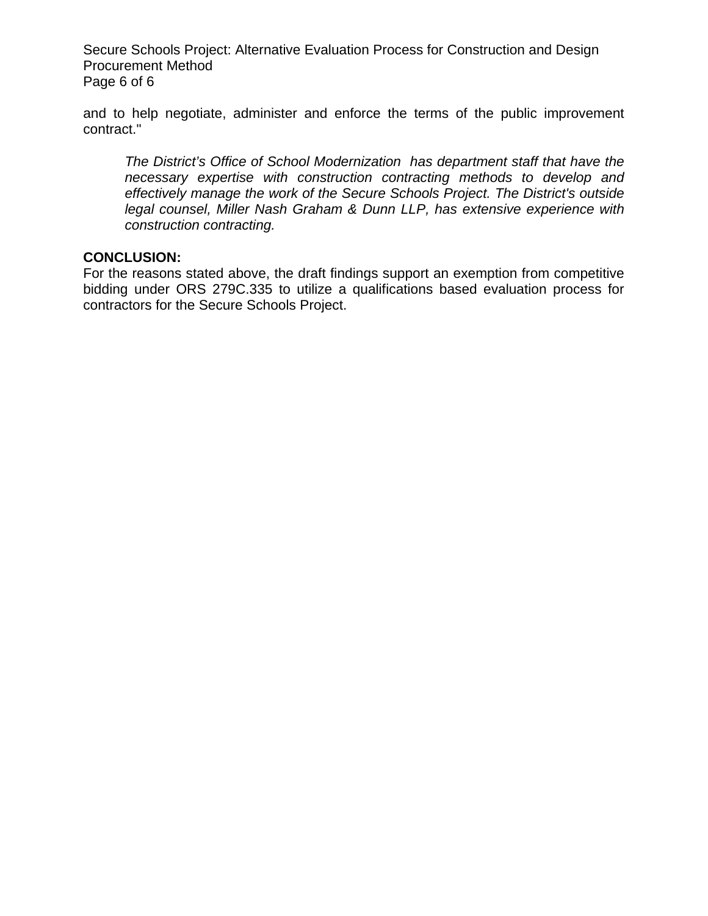and to help negotiate, administer and enforce the terms of the public improvement contract."

> *The District's Office of School Modernization has department staff that have the necessary expertise with construction contracting methods to develop and effectively manage the work of the Secure Schools Project. The District's outside legal counsel, Miller Nash Graham & Dunn LLP, has extensive experience with construction contracting.*

**CONCLUSION:**

For the reasons stated above, the draft findings support an exemption from competitive bidding under ORS 279C.335 to utilize a qualifications based evaluation process for contractors for the Secure Schools Project.